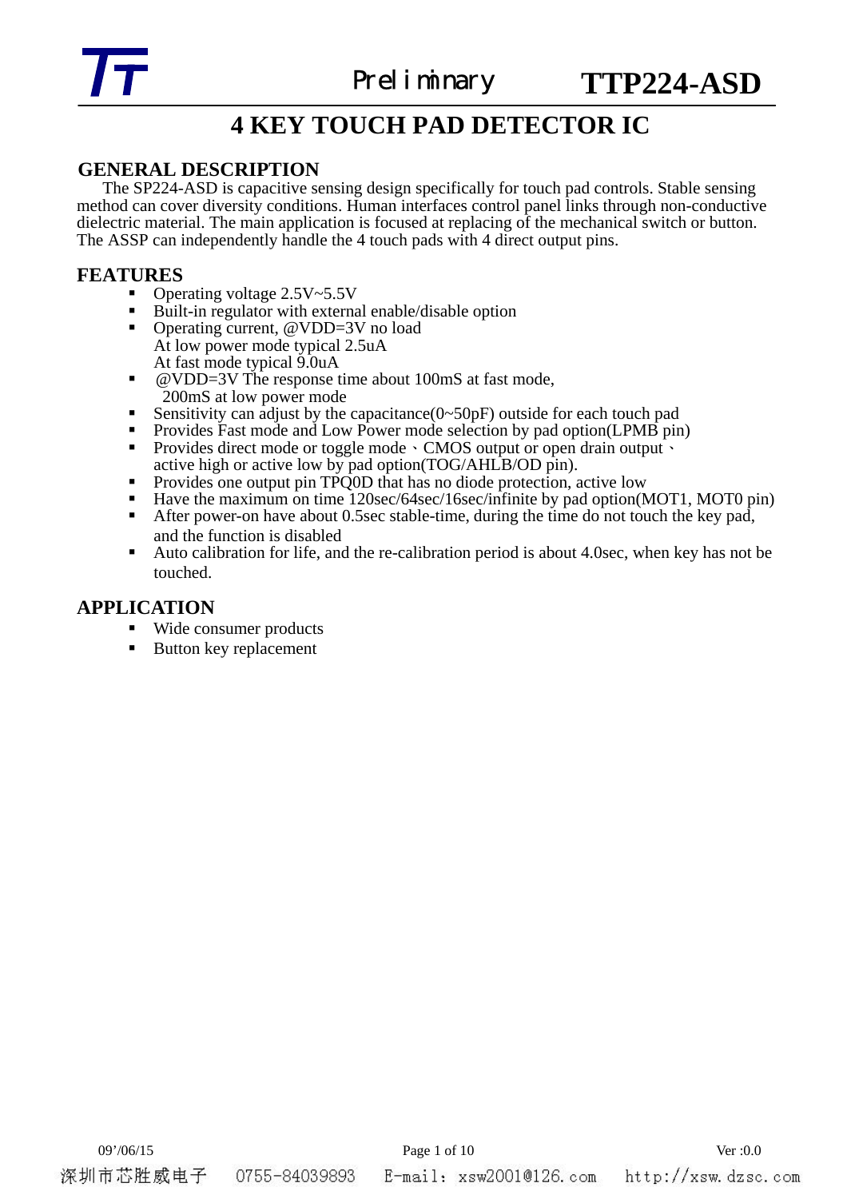# 4 KEY TOUCH PAD DETECTOR IC

## GENERAL DESCRIPTION

The SP224-ASD is capacitive sensing design specifically for touch pad controls. Stable sensing method can cover diversity conditions. Human interfaces control panel links through non-conductive dielectric material. The main application is focused at replacing of the mechanical switch or button. The ASSP can independently handle the 4 touch pads with 4 direct output pins.

## FEATURES

- Operating voltage 2.5V~5.5V
- Built-in regulator with external enable/disable option
- Operating current, @VDD=3V no load
  At low power mode typical 2.5uA
  At fast mode typical 9.0uA
- @VDD=3V The response time about 100mS at fast mode,
  200mS at low power mode
- Sensitivity can adjust by the capacitance(0~50pF) outside for each touch pad
- Provides Fast mode and Low Power mode selection by pad option(LPMB pin)
- Provides direct mode or toggle mode、CMOS output or open drain output、active high or active low by pad option(TOG/AHLB/OD pin).
- Provides one output pin TPQ0D that has no diode protection, active low
- Have the maximum on time 120sec/64sec/16sec/infinite by pad option(MOT1, MOT0 pin)
- After power-on have about 0.5sec stable-time, during the time do not touch the key pad, and the function is disabled
- Auto calibration for life, and the re-calibration period is about 4.0sec, when key has not be touched.

## APPLICATION

- Wide consumer products
- Button key replacement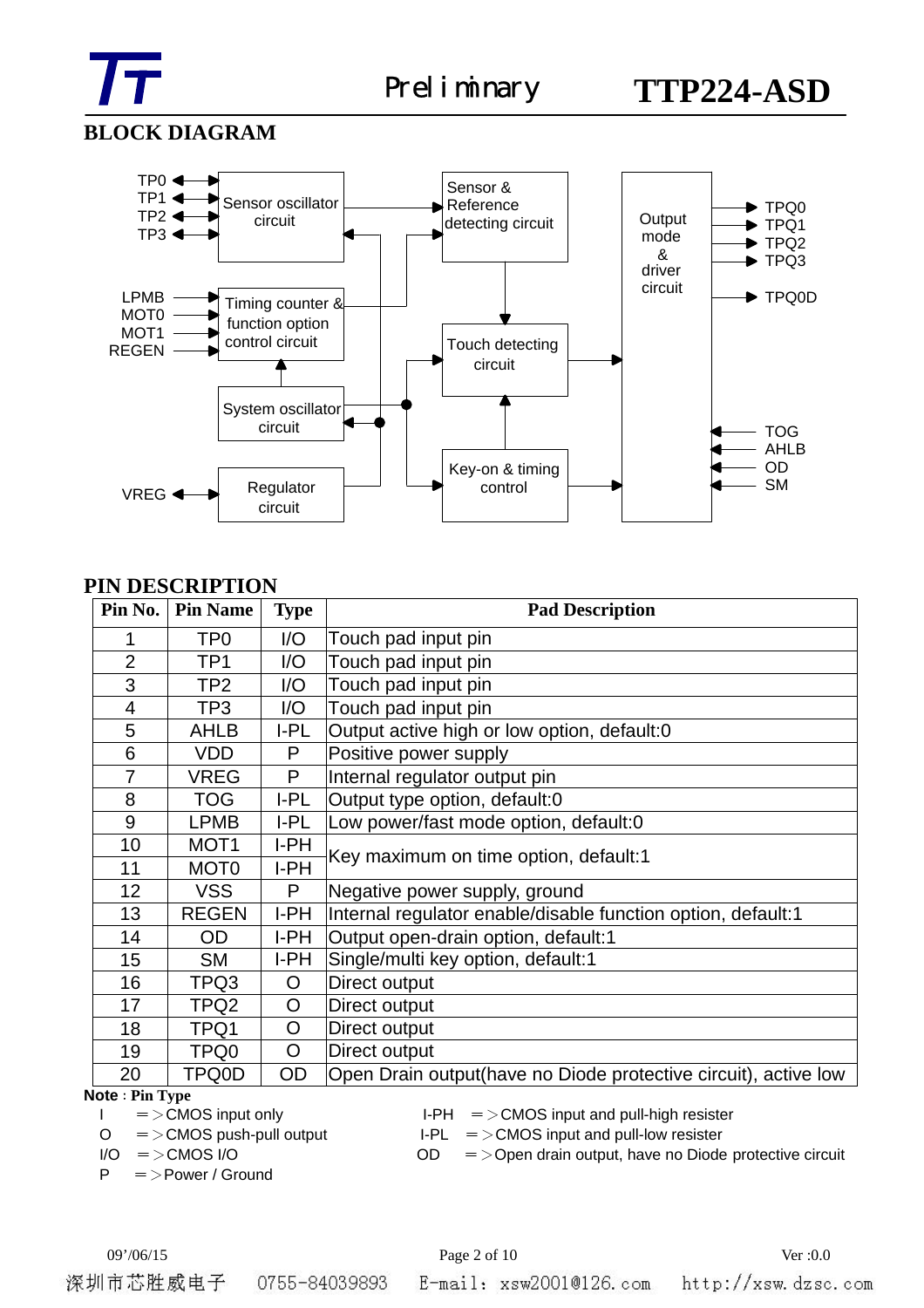## BLOCK DIAGRAM

TP0
TP1
TP2
TP3

Sensor oscillator circuit

Sensor & Reference detecting circuit

Output mode & driver circuit

TPQ0
TPQ1
TPQ2
TPQ3

TPQ0D

LPMB
MOT0
MOT1
REGEN

Timing counter & function option control circuit

Touch detecting circuit

System oscillator circuit

TOG
AHLB
OD
SM

VREG

Regulator circuit

Key-on & timing control

## PIN DESCRIPTION

| Pin No. | Pin Name | Type | Pad Description |
|---|---|---|---|
| 1 | TP0 | I/O | Touch pad input pin |
| 2 | TP1 | I/O | Touch pad input pin |
| 3 | TP2 | I/O | Touch pad input pin |
| 4 | TP3 | I/O | Touch pad input pin |
| 5 | AHLB | I-PL | Output active high or low option, default:0 |
| 6 | VDD | P | Positive power supply |
| 7 | VREG | P | Internal regulator output pin |
| 8 | TOG | I-PL | Output type option, default:0 |
| 9 | LPMB | I-PL | Low power/fast mode option, default:0 |
| 10 | MOT1 | I-PH | Key maximum on time option, default:1 |
| 11 | MOT0 | I-PH | |
| 12 | VSS | P | Negative power supply, ground |
| 13 | REGEN | I-PH | Internal regulator enable/disable function option, default:1 |
| 14 | OD | I-PH | Output open-drain option, default:1 |
| 15 | SM | I-PH | Single/multi key option, default:1 |
| 16 | TPQ3 | O | Direct output |
| 17 | TPQ2 | O | Direct output |
| 18 | TPQ1 | O | Direct output |
| 19 | TPQ0 | O | Direct output |
| 20 | TPQ0D | OD | Open Drain output(have no Diode protective circuit), active low |

**Note**：**Pin Type**

I ＝＞CMOS input only
O ＝＞CMOS push-pull output
I/O ＝＞CMOS I/O
P ＝＞Power / Ground
I-PH ＝＞CMOS input and pull-high resister
I-PL ＝＞CMOS input and pull-low resister
OD ＝＞Open drain output, have no Diode protective circuit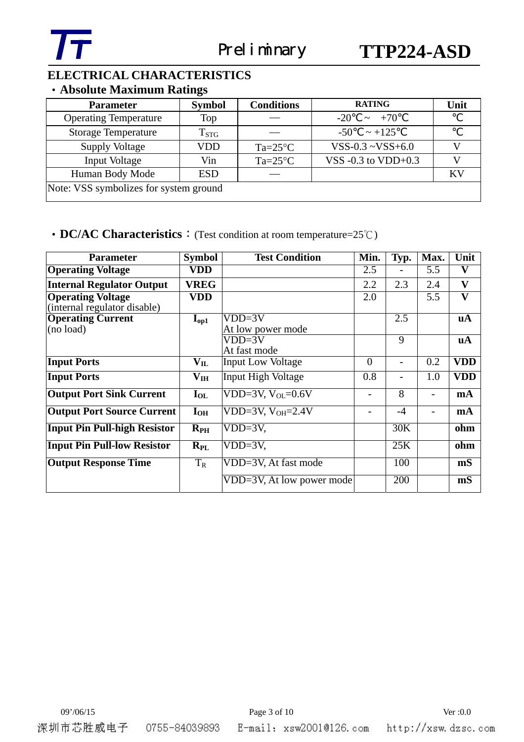## ELECTRICAL CHARACTERISTICS

### • Absolute Maximum Ratings

| Parameter | Symbol | Conditions | RATING | Unit |
|---|---|---|---|---|
| Operating Temperature | Top | — | -20℃ ~ +70℃ | ℃ |
| Storage Temperature | $T_{STG}$ | — | -50℃ ~ +125℃ | ℃ |
| Supply Voltage | VDD | Ta=25°C | VSS-0.3 ~VSS+6.0 | V |
| Input Voltage | Vin | Ta=25°C | VSS -0.3 to VDD+0.3 | V |
| Human Body Mode | ESD | — | | KV |

Note: VSS symbolizes for system ground

### • DC/AC Characteristics：(Test condition at room temperature=25℃)

| Parameter | Symbol | Test Condition | Min. | Typ. | Max. | Unit |
|---|---|---|---|---|---|---|
| **Operating Voltage** | **VDD** | | 2.5 | - | 5.5 | **V** |
| **Internal Regulator Output** | **VREG** | | 2.2 | 2.3 | 2.4 | **V** |
| **Operating Voltage** (internal regulator disable) | **VDD** | | 2.0 | | 5.5 | **V** |
| **Operating Current** (no load) | $I_{op1}$ | VDD=3V At low power mode | | 2.5 | | **uA** |
| | | VDD=3V At fast mode | | 9 | | **uA** |
| **Input Ports** | $V_{IL}$ | Input Low Voltage | 0 | - | 0.2 | **VDD** |
| **Input Ports** | $V_{IH}$ | Input High Voltage | 0.8 | - | 1.0 | **VDD** |
| **Output Port Sink Current** | $I_{OL}$ | VDD=3V, $V_{OL}$=0.6V | - | 8 | - | **mA** |
| **Output Port Source Current** | $I_{OH}$ | VDD=3V, $V_{OH}$=2.4V | - | -4 | - | **mA** |
| **Input Pin Pull-high Resistor** | $R_{PH}$ | VDD=3V, | | 30K | | **ohm** |
| **Input Pin Pull-low Resistor** | $R_{PL}$ | VDD=3V, | | 25K | | **ohm** |
| **Output Response Time** | $T_R$ | VDD=3V, At fast mode | | 100 | | **mS** |
| | | VDD=3V, At low power mode | | 200 | | **mS** |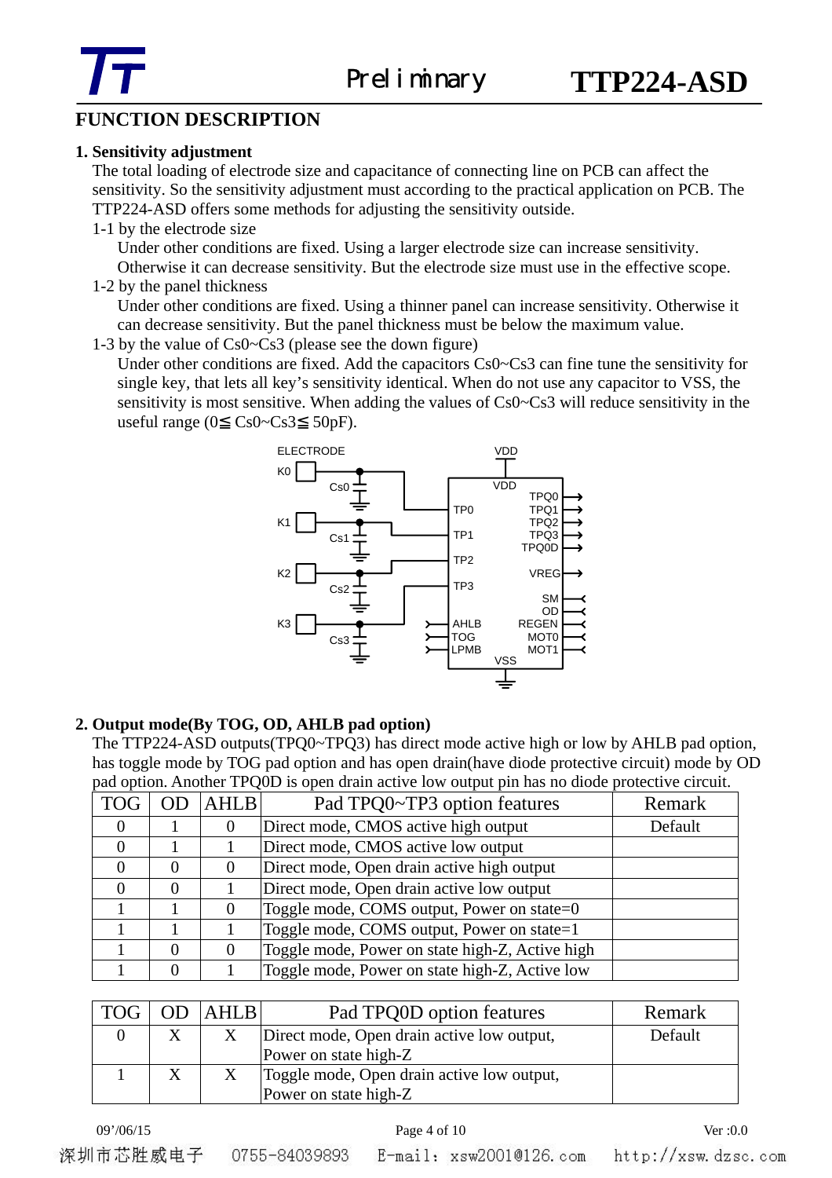## FUNCTION DESCRIPTION

### 1. Sensitivity adjustment

The total loading of electrode size and capacitance of connecting line on PCB can affect the sensitivity. So the sensitivity adjustment must according to the practical application on PCB. The TTP224-ASD offers some methods for adjusting the sensitivity outside.

1-1 by the electrode size

Under other conditions are fixed. Using a larger electrode size can increase sensitivity. Otherwise it can decrease sensitivity. But the electrode size must use in the effective scope.

1-2 by the panel thickness

Under other conditions are fixed. Using a thinner panel can increase sensitivity. Otherwise it can decrease sensitivity. But the panel thickness must be below the maximum value.

1-3 by the value of Cs0~Cs3 (please see the down figure)

Under other conditions are fixed. Add the capacitors Cs0~Cs3 can fine tune the sensitivity for single key, that lets all key's sensitivity identical. When do not use any capacitor to VSS, the sensitivity is most sensitive. When adding the values of Cs0~Cs3 will reduce sensitivity in the useful range (0≦ Cs0~Cs3≦ 50pF).

### 2. Output mode(By TOG, OD, AHLB pad option)

The TTP224-ASD outputs(TPQ0~TPQ3) has direct mode active high or low by AHLB pad option, has toggle mode by TOG pad option and has open drain(have diode protective circuit) mode by OD pad option. Another TPQ0D is open drain active low output pin has no diode protective circuit.

| TOG | OD | AHLB | Pad TPQ0~TP3 option features | Remark |
|---|---|---|---|---|
| 0 | 1 | 0 | Direct mode, CMOS active high output | Default |
| 0 | 1 | 1 | Direct mode, CMOS active low output | |
| 0 | 0 | 0 | Direct mode, Open drain active high output | |
| 0 | 0 | 1 | Direct mode, Open drain active low output | |
| 1 | 1 | 0 | Toggle mode, COMS output, Power on state=0 | |
| 1 | 1 | 1 | Toggle mode, COMS output, Power on state=1 | |
| 1 | 0 | 0 | Toggle mode, Power on state high-Z, Active high | |
| 1 | 0 | 1 | Toggle mode, Power on state high-Z, Active low | |

| TOG | OD | AHLB | Pad TPQ0D option features | Remark |
|---|---|---|---|---|
| 0 | X | X | Direct mode, Open drain active low output, Power on state high-Z | Default |
| 1 | X | X | Toggle mode, Open drain active low output, Power on state high-Z | |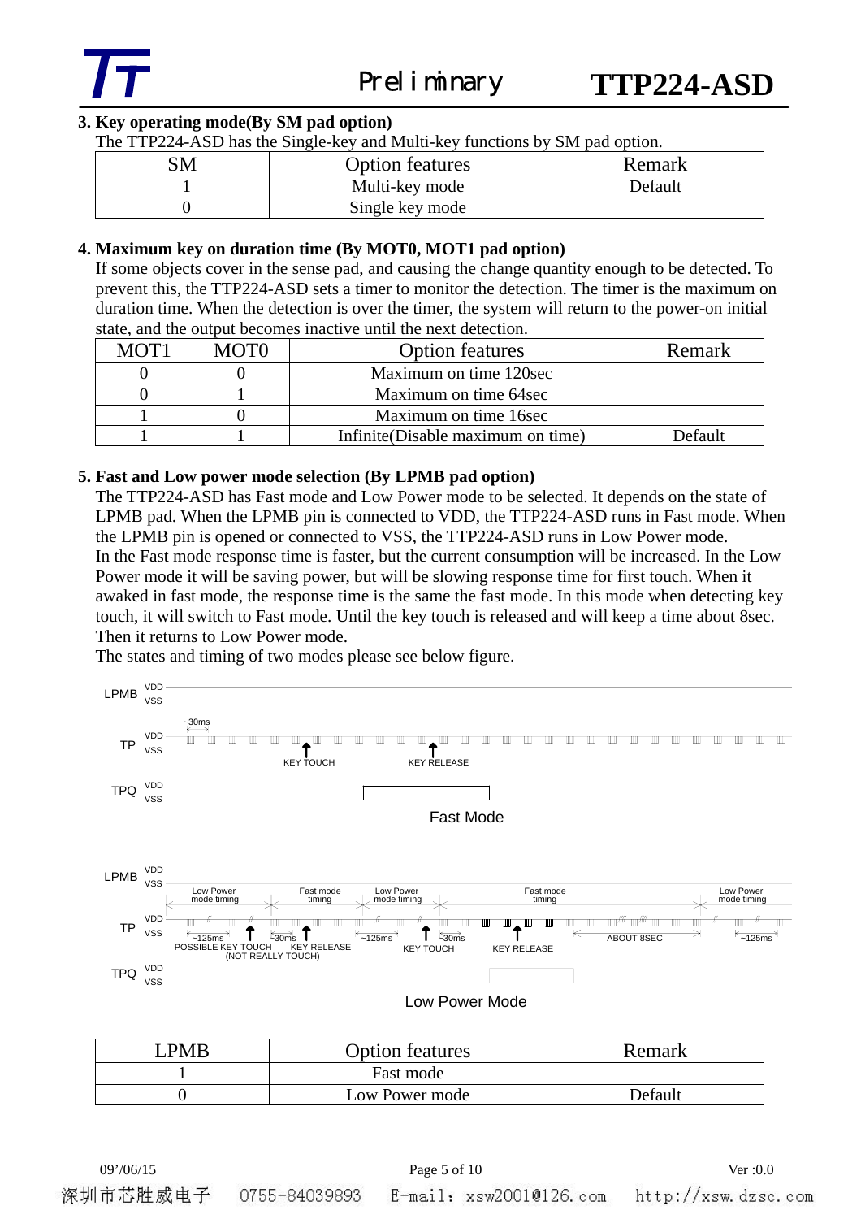### 3. Key operating mode(By SM pad option)

The TTP224-ASD has the Single-key and Multi-key functions by SM pad option.

| SM | Option features | Remark |
|---|---|---|
| 1 | Multi-key mode | Default |
| 0 | Single key mode | |

### 4. Maximum key on duration time (By MOT0, MOT1 pad option)

If some objects cover in the sense pad, and causing the change quantity enough to be detected. To prevent this, the TTP224-ASD sets a timer to monitor the detection. The timer is the maximum on duration time. When the detection is over the timer, the system will return to the power-on initial state, and the output becomes inactive until the next detection.

| MOT1 | MOT0 | Option features | Remark |
|---|---|---|---|
| 0 | 0 | Maximum on time 120sec | |
| 0 | 1 | Maximum on time 64sec | |
| 1 | 0 | Maximum on time 16sec | |
| 1 | 1 | Infinite(Disable maximum on time) | Default |

### 5. Fast and Low power mode selection (By LPMB pad option)

The TTP224-ASD has Fast mode and Low Power mode to be selected. It depends on the state of LPMB pad. When the LPMB pin is connected to VDD, the TTP224-ASD runs in Fast mode. When the LPMB pin is opened or connected to VSS, the TTP224-ASD runs in Low Power mode.

In the Fast mode response time is faster, but the current consumption will be increased. In the Low Power mode it will be saving power, but will be slowing response time for first touch. When it awaked in fast mode, the response time is the same the fast mode. In this mode when detecting key touch, it will switch to Fast mode. Until the key touch is released and will keep a time about 8sec. Then it returns to Low Power mode.

The states and timing of two modes please see below figure.

Fast Mode

Low Power Mode

| LPMB | Option features | Remark |
|---|---|---|
| 1 | Fast mode | |
| 0 | Low Power mode | Default |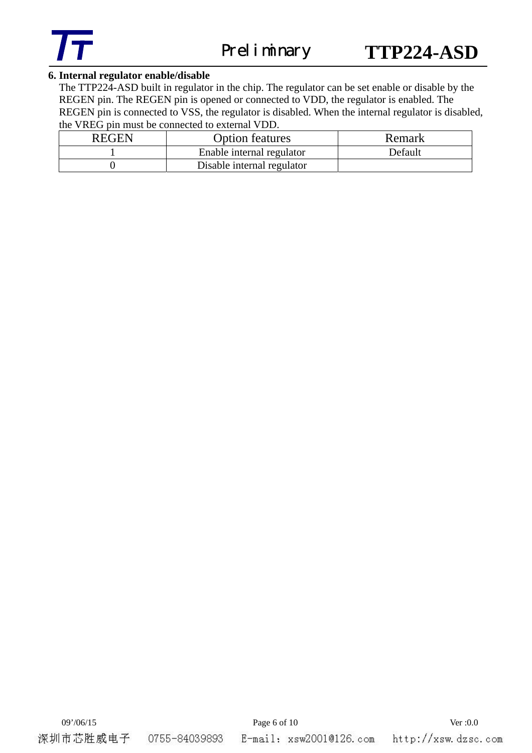## 6. Internal regulator enable/disable

The TTP224-ASD built in regulator in the chip. The regulator can be set enable or disable by the REGEN pin. The REGEN pin is opened or connected to VDD, the regulator is enabled. The REGEN pin is connected to VSS, the regulator is disabled. When the internal regulator is disabled, the VREG pin must be connected to external VDD.

| REGEN | Option features | Remark |
|---|---|---|
| 1 | Enable internal regulator | Default |
| 0 | Disable internal regulator | |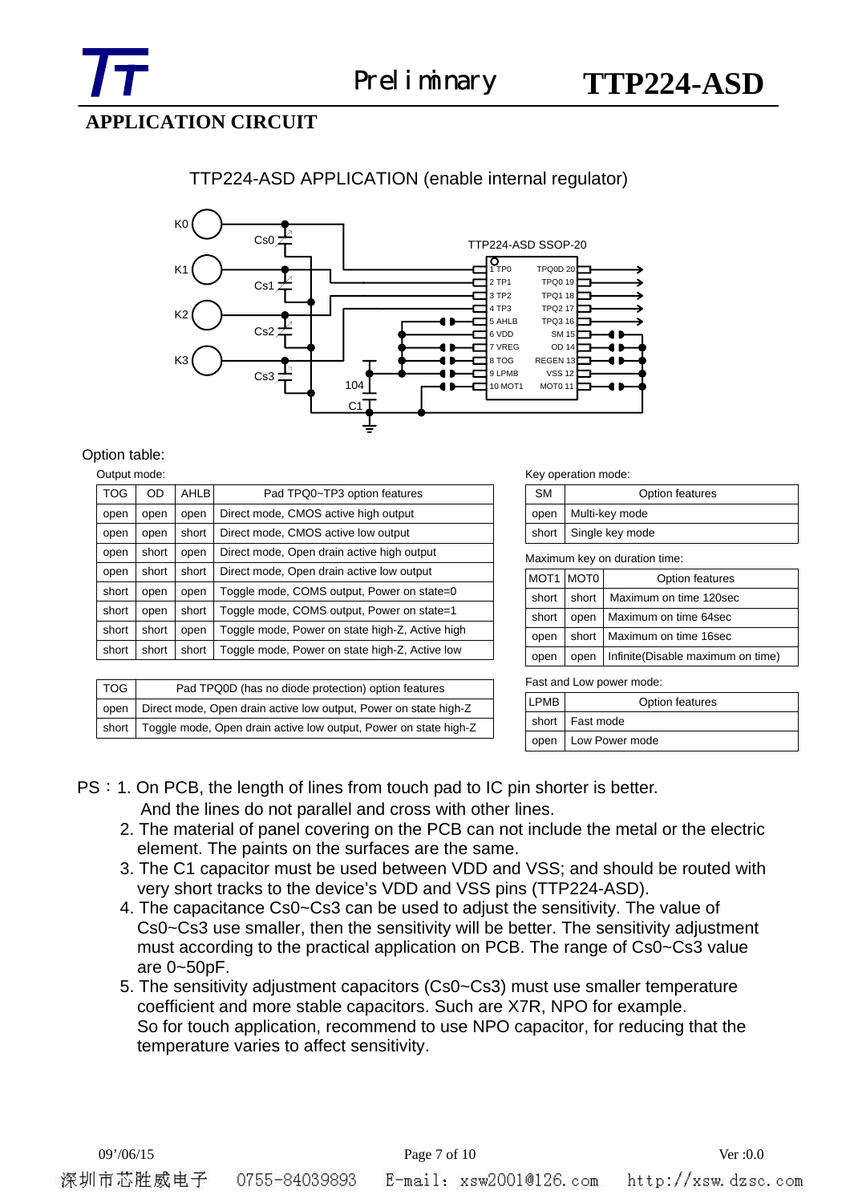## APPLICATION CIRCUIT

TTP224-ASD APPLICATION (enable internal regulator)

Option table:

Output mode:

| TOG | OD | AHLB | Pad TPQ0~TP3 option features |
|---|---|---|---|
| open | open | open | Direct mode, CMOS active high output |
| open | open | short | Direct mode, CMOS active low output |
| open | short | open | Direct mode, Open drain active high output |
| open | short | short | Direct mode, Open drain active low output |
| short | open | open | Toggle mode, COMS output, Power on state=0 |
| short | open | short | Toggle mode, COMS output, Power on state=1 |
| short | short | open | Toggle mode, Power on state high-Z, Active high |
| short | short | short | Toggle mode, Power on state high-Z, Active low |

| TOG | Pad TPQ0D (has no diode protection) option features |
|---|---|
| open | Direct mode, Open drain active low output, Power on state high-Z |
| short | Toggle mode, Open drain active low output, Power on state high-Z |

Key operation mode:

| SM | Option features |
|---|---|
| open | Multi-key mode |
| short | Single key mode |

Maximum key on duration time:

| MOT1 | MOT0 | Option features |
|---|---|---|
| short | short | Maximum on time 120sec |
| short | open | Maximum on time 64sec |
| open | short | Maximum on time 16sec |
| open | open | Infinite(Disable maximum on time) |

Fast and Low power mode:

| LPMB | Option features |
|---|---|
| short | Fast mode |
| open | Low Power mode |

PS：1. On PCB, the length of lines from touch pad to IC pin shorter is better. And the lines do not parallel and cross with other lines.

2. The material of panel covering on the PCB can not include the metal or the electric element. The paints on the surfaces are the same.
3. The C1 capacitor must be used between VDD and VSS; and should be routed with very short tracks to the device's VDD and VSS pins (TTP224-ASD).
4. The capacitance Cs0~Cs3 can be used to adjust the sensitivity. The value of Cs0~Cs3 use smaller, then the sensitivity will be better. The sensitivity adjustment must according to the practical application on PCB. The range of Cs0~Cs3 value are 0~50pF.
5. The sensitivity adjustment capacitors (Cs0~Cs3) must use smaller temperature coefficient and more stable capacitors. Such are X7R, NPO for example. So for touch application, recommend to use NPO capacitor, for reducing that the temperature varies to affect sensitivity.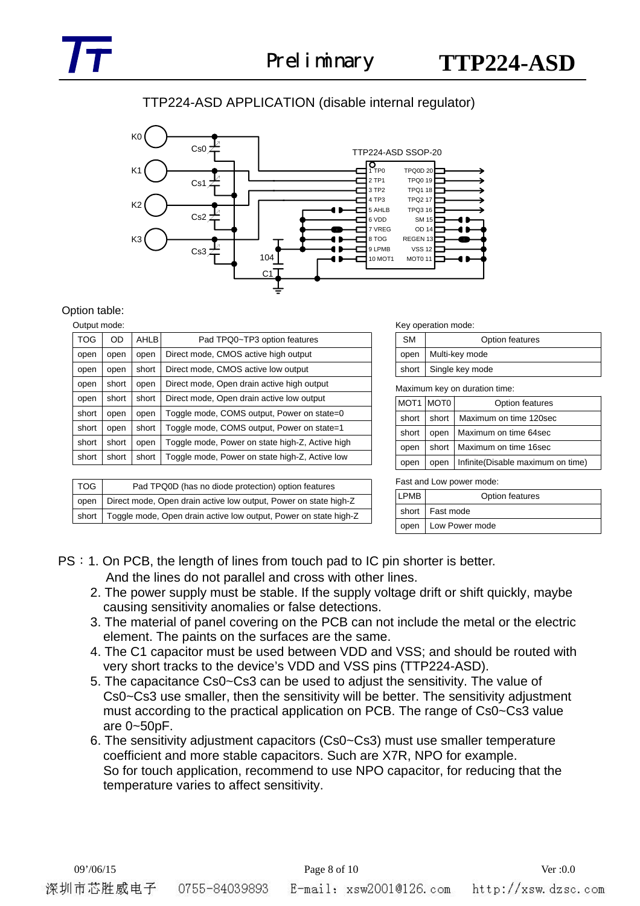## TTP224-ASD APPLICATION (disable internal regulator)

K0 Cs0
K1 Cs1
K2 Cs2
K3 Cs3
104 C1

TTP224-ASD SSOP-20

| Pin | Name | Pin | Name |
|---|---|---|---|
| 1 | TP0 | 20 | TPQ0D |
| 2 | TP1 | 19 | TPQ0 |
| 3 | TP2 | 18 | TPQ1 |
| 4 | TP3 | 17 | TPQ2 |
| 5 | AHLB | 16 | TPQ3 |
| 6 | VDD | 15 | SM |
| 7 | VREG | 14 | OD |
| 8 | TOG | 13 | REGEN |
| 9 | LPMB | 12 | VSS |
| 10 | MOT1 | 11 | MOT0 |

Option table:

Output mode:

| TOG | OD | AHLB | Pad TPQ0~TP3 option features |
|---|---|---|---|
| open | open | open | Direct mode, CMOS active high output |
| open | open | short | Direct mode, CMOS active low output |
| open | short | open | Direct mode, Open drain active high output |
| open | short | short | Direct mode, Open drain active low output |
| short | open | open | Toggle mode, COMS output, Power on state=0 |
| short | open | short | Toggle mode, COMS output, Power on state=1 |
| short | short | open | Toggle mode, Power on state high-Z, Active high |
| short | short | short | Toggle mode, Power on state high-Z, Active low |

| TOG | Pad TPQ0D (has no diode protection) option features |
|---|---|
| open | Direct mode, Open drain active low output, Power on state high-Z |
| short | Toggle mode, Open drain active low output, Power on state high-Z |

Key operation mode:

| SM | Option features |
|---|---|
| open | Multi-key mode |
| short | Single key mode |

Maximum key on duration time:

| MOT1 | MOT0 | Option features |
|---|---|---|
| short | short | Maximum on time 120sec |
| short | open | Maximum on time 64sec |
| open | short | Maximum on time 16sec |
| open | open | Infinite(Disable maximum on time) |

Fast and Low power mode:

| LPMB | Option features |
|---|---|
| short | Fast mode |
| open | Low Power mode |

PS：1. On PCB, the length of lines from touch pad to IC pin shorter is better. And the lines do not parallel and cross with other lines.
2. The power supply must be stable. If the supply voltage drift or shift quickly, maybe causing sensitivity anomalies or false detections.
3. The material of panel covering on the PCB can not include the metal or the electric element. The paints on the surfaces are the same.
4. The C1 capacitor must be used between VDD and VSS; and should be routed with very short tracks to the device's VDD and VSS pins (TTP224-ASD).
5. The capacitance Cs0~Cs3 can be used to adjust the sensitivity. The value of Cs0~Cs3 use smaller, then the sensitivity will be better. The sensitivity adjustment must according to the practical application on PCB. The range of Cs0~Cs3 value are 0~50pF.
6. The sensitivity adjustment capacitors (Cs0~Cs3) must use smaller temperature coefficient and more stable capacitors. Such are X7R, NPO for example. So for touch application, recommend to use NPO capacitor, for reducing that the temperature varies to affect sensitivity.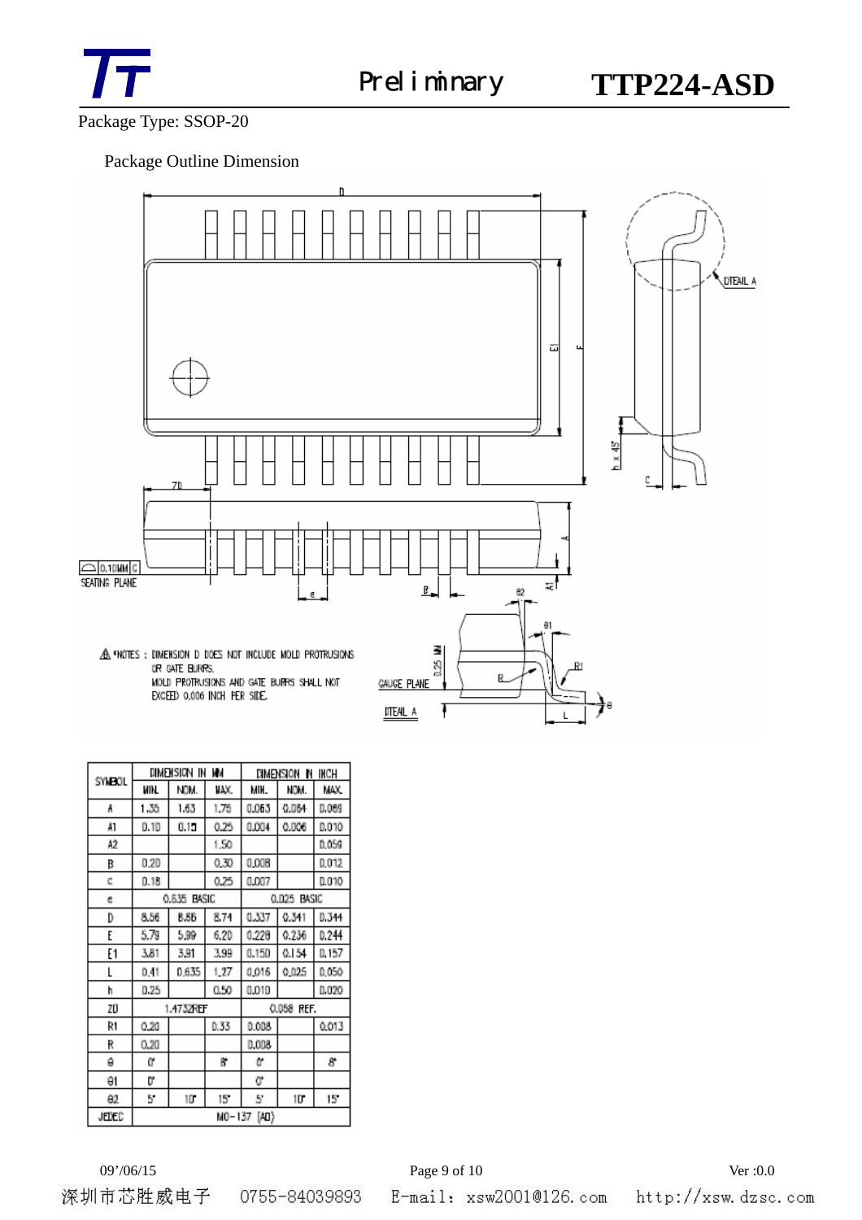Package Type: SSOP-20

Package Outline Dimension

⚠ *NOTES : DIMENSION D DOES NOT INCLUDE MOLD PROTRUSIONS OR GATE BURRS.
MOLD PROTRUSIONS AND GATE BURRS SHALL NOT EXCEED 0.006 INCH PER SIDE.

| SYMBOL | DIMENSION IN MM | | | DIMENSION IN INCH | | |
|---|---|---|---|---|---|---|
| | MIN. | NOM. | MAX. | MIN. | NOM. | MAX. |
| A | 1.35 | 1.63 | 1.75 | 0.053 | 0.064 | 0.069 |
| A1 | 0.10 | 0.15 | 0.25 | 0.004 | 0.006 | 0.010 |
| A2 | | | 1.50 | | | 0.059 |
| B | 0.20 | | 0.30 | 0.008 | | 0.012 |
| c | 0.18 | | 0.25 | 0.007 | | 0.010 |
| e | 0.635 BASIC | | | 0.025 BASIC | | |
| D | 8.56 | 8.66 | 8.74 | 0.337 | 0.341 | 0.344 |
| E | 5.79 | 5.99 | 6.20 | 0.228 | 0.236 | 0.244 |
| E1 | 3.81 | 3.91 | 3.99 | 0.150 | 0.154 | 0.157 |
| L | 0.41 | 0.635 | 1.27 | 0.016 | 0.025 | 0.050 |
| h | 0.25 | | 0.50 | 0.010 | | 0.020 |
| ZD | 1.4732REF | | | 0.058 REF. | | |
| R1 | 0.20 | | 0.33 | 0.008 | | 0.013 |
| R | 0.20 | | | 0.008 | | |
| θ | 0° | | 8° | 0° | | 8° |
| θ1 | 0° | | | 0° | | |
| θ2 | 5° | 10° | 15° | 5° | 10° | 15° |
| JEDEC | MO-137 (AD) | | | | | |

深圳市芯胜威电子　0755-84039893　E-mail：xsw2001@126.com　http://xsw.dzsc.com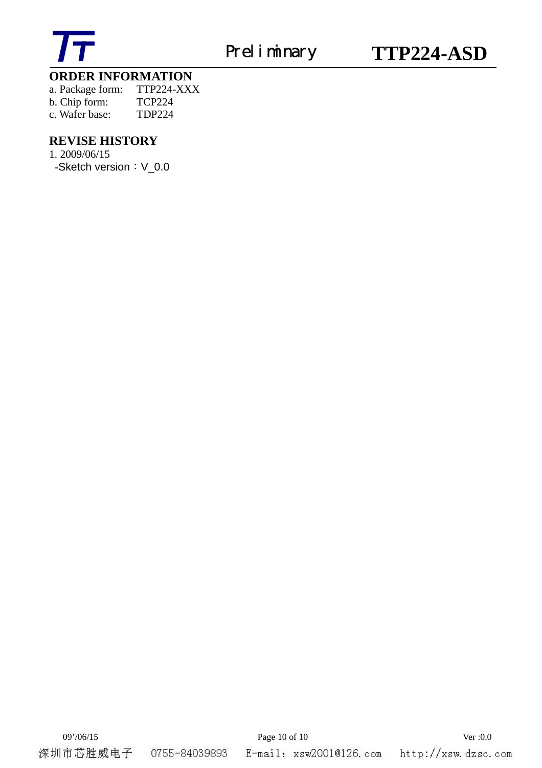## ORDER INFORMATION

a. Package form: TTP224-XXX
b. Chip form: TCP224
c. Wafer base: TDP224

## REVISE HISTORY

1. 2009/06/15
   -Sketch version：V_0.0